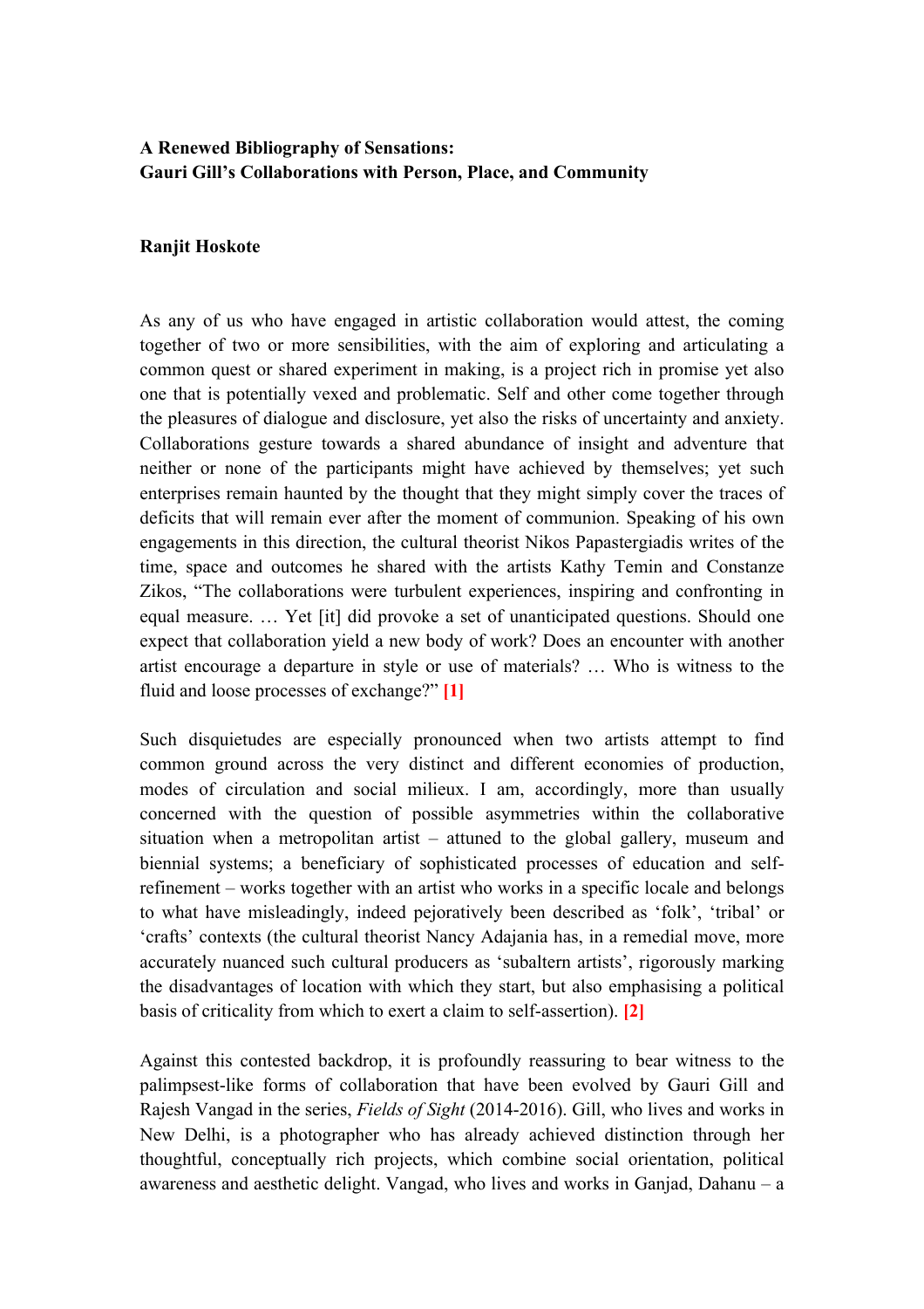**A Renewed Bibliography of Sensations:**
**Gauri Gill's Collaborations with Person, Place, and Community**

**Ranjit Hoskote**

As any of us who have engaged in artistic collaboration would attest, the coming together of two or more sensibilities, with the aim of exploring and articulating a common quest or shared experiment in making, is a project rich in promise yet also one that is potentially vexed and problematic. Self and other come together through the pleasures of dialogue and disclosure, yet also the risks of uncertainty and anxiety. Collaborations gesture towards a shared abundance of insight and adventure that neither or none of the participants might have achieved by themselves; yet such enterprises remain haunted by the thought that they might simply cover the traces of deficits that will remain ever after the moment of communion. Speaking of his own engagements in this direction, the cultural theorist Nikos Papastergiadis writes of the time, space and outcomes he shared with the artists Kathy Temin and Constanze Zikos, "The collaborations were turbulent experiences, inspiring and confronting in equal measure. … Yet [it] did provoke a set of unanticipated questions. Should one expect that collaboration yield a new body of work? Does an encounter with another artist encourage a departure in style or use of materials? … Who is witness to the fluid and loose processes of exchange?" [1]

Such disquietudes are especially pronounced when two artists attempt to find common ground across the very distinct and different economies of production, modes of circulation and social milieux. I am, accordingly, more than usually concerned with the question of possible asymmetries within the collaborative situation when a metropolitan artist – attuned to the global gallery, museum and biennial systems; a beneficiary of sophisticated processes of education and self-refinement – works together with an artist who works in a specific locale and belongs to what have misleadingly, indeed pejoratively been described as 'folk', 'tribal' or 'crafts' contexts (the cultural theorist Nancy Adajania has, in a remedial move, more accurately nuanced such cultural producers as 'subaltern artists', rigorously marking the disadvantages of location with which they start, but also emphasising a political basis of criticality from which to exert a claim to self-assertion). [2]

Against this contested backdrop, it is profoundly reassuring to bear witness to the palimpsest-like forms of collaboration that have been evolved by Gauri Gill and Rajesh Vangad in the series, *Fields of Sight* (2014-2016). Gill, who lives and works in New Delhi, is a photographer who has already achieved distinction through her thoughtful, conceptually rich projects, which combine social orientation, political awareness and aesthetic delight. Vangad, who lives and works in Ganjad, Dahanu – a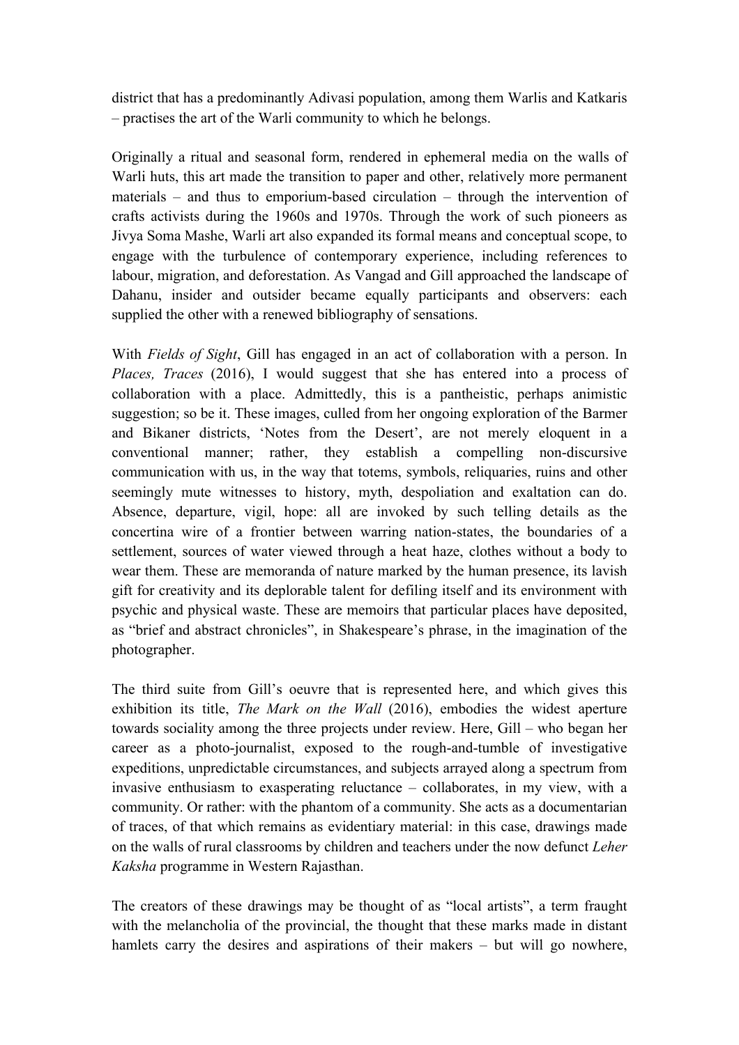district that has a predominantly Adivasi population, among them Warlis and Katkaris – practises the art of the Warli community to which he belongs.

Originally a ritual and seasonal form, rendered in ephemeral media on the walls of Warli huts, this art made the transition to paper and other, relatively more permanent materials – and thus to emporium-based circulation – through the intervention of crafts activists during the 1960s and 1970s. Through the work of such pioneers as Jivya Soma Mashe, Warli art also expanded its formal means and conceptual scope, to engage with the turbulence of contemporary experience, including references to labour, migration, and deforestation. As Vangad and Gill approached the landscape of Dahanu, insider and outsider became equally participants and observers: each supplied the other with a renewed bibliography of sensations.

With *Fields of Sight*, Gill has engaged in an act of collaboration with a person. In *Places, Traces* (2016), I would suggest that she has entered into a process of collaboration with a place. Admittedly, this is a pantheistic, perhaps animistic suggestion; so be it. These images, culled from her ongoing exploration of the Barmer and Bikaner districts, 'Notes from the Desert', are not merely eloquent in a conventional manner; rather, they establish a compelling non-discursive communication with us, in the way that totems, symbols, reliquaries, ruins and other seemingly mute witnesses to history, myth, despoliation and exaltation can do. Absence, departure, vigil, hope: all are invoked by such telling details as the concertina wire of a frontier between warring nation-states, the boundaries of a settlement, sources of water viewed through a heat haze, clothes without a body to wear them. These are memoranda of nature marked by the human presence, its lavish gift for creativity and its deplorable talent for defiling itself and its environment with psychic and physical waste. These are memoirs that particular places have deposited, as "brief and abstract chronicles", in Shakespeare's phrase, in the imagination of the photographer.

The third suite from Gill's oeuvre that is represented here, and which gives this exhibition its title, *The Mark on the Wall* (2016), embodies the widest aperture towards sociality among the three projects under review. Here, Gill – who began her career as a photo-journalist, exposed to the rough-and-tumble of investigative expeditions, unpredictable circumstances, and subjects arrayed along a spectrum from invasive enthusiasm to exasperating reluctance – collaborates, in my view, with a community. Or rather: with the phantom of a community. She acts as a documentarian of traces, of that which remains as evidentiary material: in this case, drawings made on the walls of rural classrooms by children and teachers under the now defunct *Leher Kaksha* programme in Western Rajasthan.

The creators of these drawings may be thought of as "local artists", a term fraught with the melancholia of the provincial, the thought that these marks made in distant hamlets carry the desires and aspirations of their makers – but will go nowhere,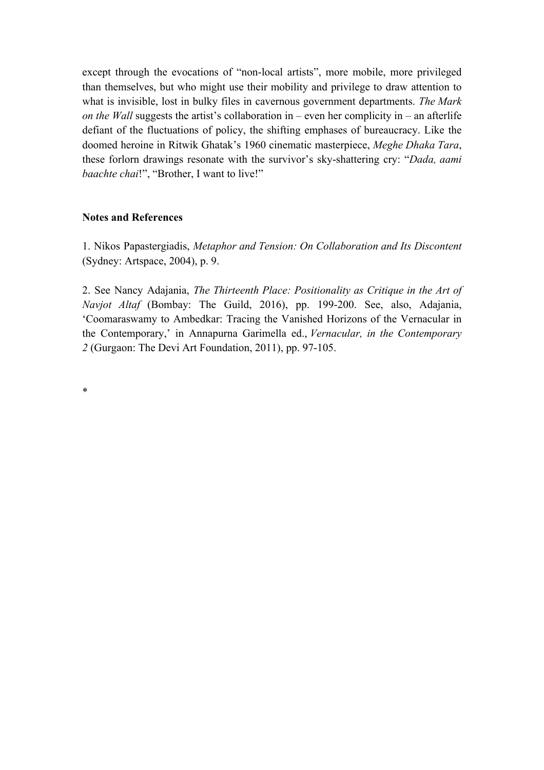except through the evocations of "non-local artists", more mobile, more privileged than themselves, but who might use their mobility and privilege to draw attention to what is invisible, lost in bulky files in cavernous government departments. *The Mark on the Wall* suggests the artist's collaboration in – even her complicity in – an afterlife defiant of the fluctuations of policy, the shifting emphases of bureaucracy. Like the doomed heroine in Ritwik Ghatak's 1960 cinematic masterpiece, *Meghe Dhaka Tara*, these forlorn drawings resonate with the survivor's sky-shattering cry: "*Dada, aami baachte chai*!", "Brother, I want to live!"

**Notes and References**

1. Nikos Papastergiadis, *Metaphor and Tension: On Collaboration and Its Discontent* (Sydney: Artspace, 2004), p. 9.

2. See Nancy Adajania, *The Thirteenth Place: Positionality as Critique in the Art of Navjot Altaf* (Bombay: The Guild, 2016), pp. 199-200. See, also, Adajania, 'Coomaraswamy to Ambedkar: Tracing the Vanished Horizons of the Vernacular in the Contemporary,' in Annapurna Garimella ed., *Vernacular, in the Contemporary 2* (Gurgaon: The Devi Art Foundation, 2011), pp. 97-105.

*